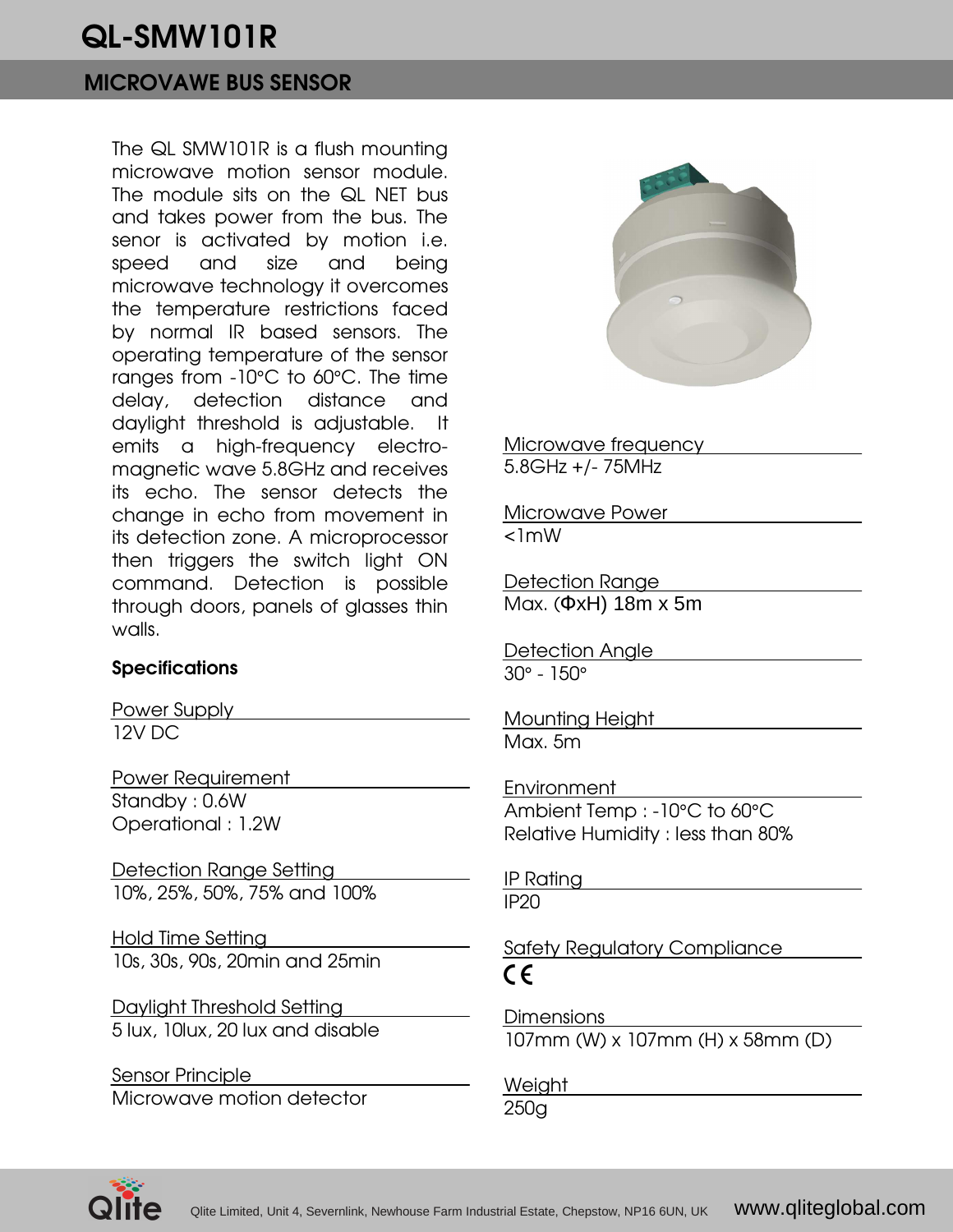# QL-SMW101R

## MICROVAWE BUS SENSOR

The QL SMW101R is a flush mounting microwave motion sensor module. The module sits on the QL NET bus and takes power from the bus. The senor is activated by motion i.e. speed and size and being microwave technology it overcomes the temperature restrictions faced by normal IR based sensors. The operating temperature of the sensor ranges from -10°C to 60°C. The time delay, detection distance and daylight threshold is adjustable. It emits a high-frequency electro-magnetic wave 5.8GHz and receives its echo. The sensor detects the change in echo from movement in its detection zone. A microprocessor then triggers the switch light ON command. Detection is possible through doors, panels of glasses thin walls.

**Specifications**

Power Supply
12V DC

Power Requirement
Standby : 0.6W
Operational : 1.2W

Detection Range Setting
10%, 25%, 50%, 75% and 100%

Hold Time Setting
10s, 30s, 90s, 20min and 25min

Daylight Threshold Setting
5 lux, 10lux, 20 lux and disable

Sensor Principle
Microwave motion detector

Microwave frequency
5.8GHz +/- 75MHz

Microwave Power
<1mW

Detection Range
Max. (ΦxH) 18m x 5m

Detection Angle
30° - 150°

Mounting Height
Max. 5m

Environment
Ambient Temp : -10°C to 60°C
Relative Humidity : less than 80%

IP Rating
IP20

Safety Regulatory Compliance
CE

Dimensions
107mm (W) x 107mm (H) x 58mm (D)

Weight
250g

Qlite Limited, Unit 4, Severnlink, Newhouse Farm Industrial Estate, Chepstow, NP16 6UN, UK www.qliteglobal.com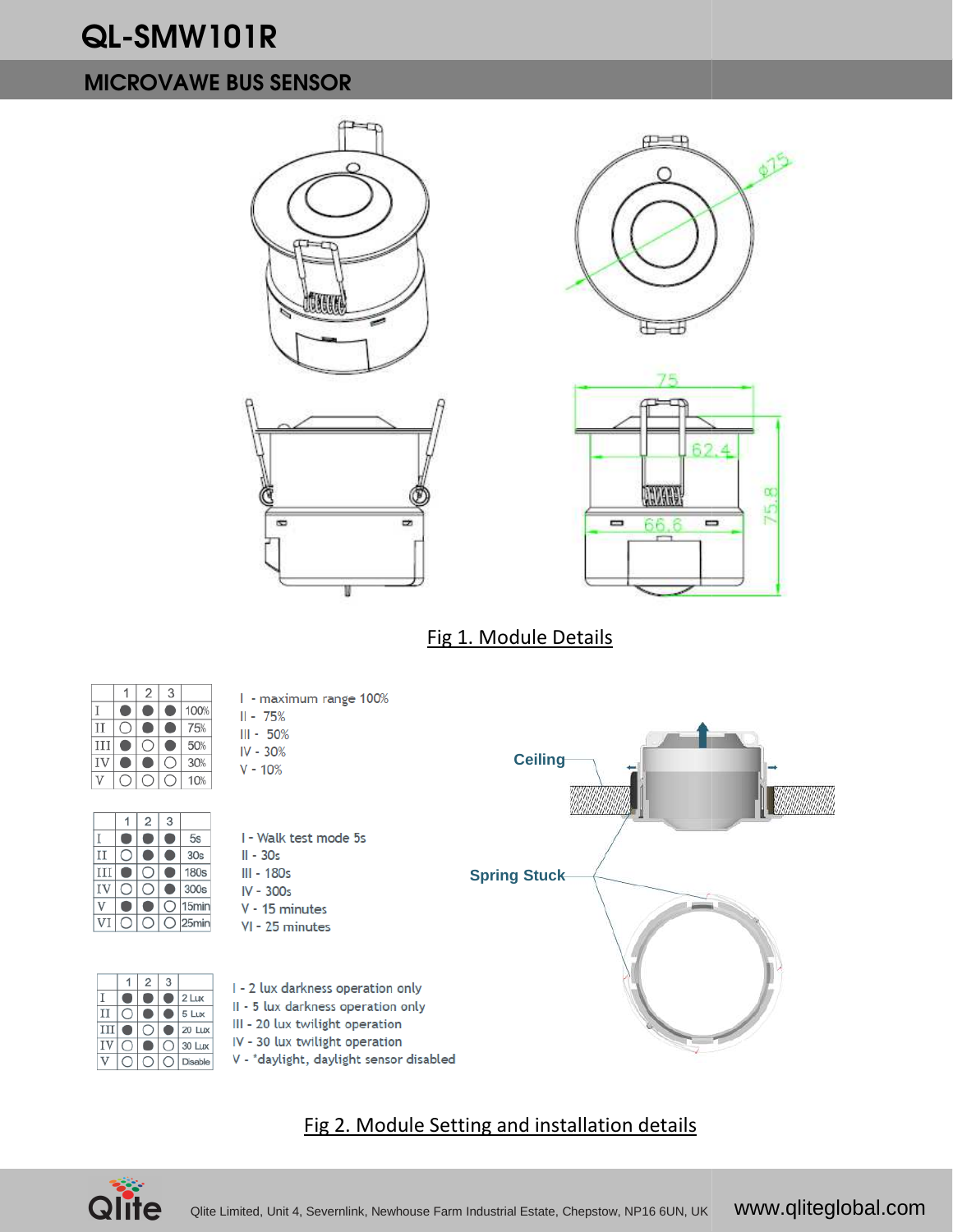# QL-SMW101R

## MICROVAWE BUS SENSOR

Ø75

75

62.4

66.6

75.8

Fig 1. Module Details

| | 1 | 2 | 3 | |
|---|---|---|---|---|
| I | ● | ● | ● | 100% |
| II | ○ | ● | ● | 75% |
| III | ● | ○ | ● | 50% |
| IV | ● | ● | ○ | 30% |
| V | ○ | ○ | ○ | 10% |

I - maximum range 100%
II - 75%
III - 50%
IV - 30%
V - 10%

| | 1 | 2 | 3 | |
|---|---|---|---|---|
| I | ● | ● | ● | 5s |
| II | ○ | ● | ● | 30s |
| III | ● | ○ | ● | 180s |
| IV | ○ | ○ | ● | 300s |
| V | ● | ● | ○ | 15min |
| VI | ○ | ○ | ○ | 25min |

I - Walk test mode 5s
II - 30s
III - 180s
IV - 300s
V - 15 minutes
VI - 25 minutes

| | 1 | 2 | 3 | |
|---|---|---|---|---|
| I | ● | ● | ● | 2 Lux |
| II | ○ | ● | ● | 5 Lux |
| III | ● | ○ | ● | 20 Lux |
| IV | ○ | ● | ○ | 30 Lux |
| V | ○ | ○ | ○ | Disable |

I - 2 lux darkness operation only
II - 5 lux darkness operation only
III - 20 lux twilight operation
IV - 30 lux twilight operation
V - *daylight, daylight sensor disabled

Ceiling

Spring Stuck

Fig 2. Module Setting and installation details